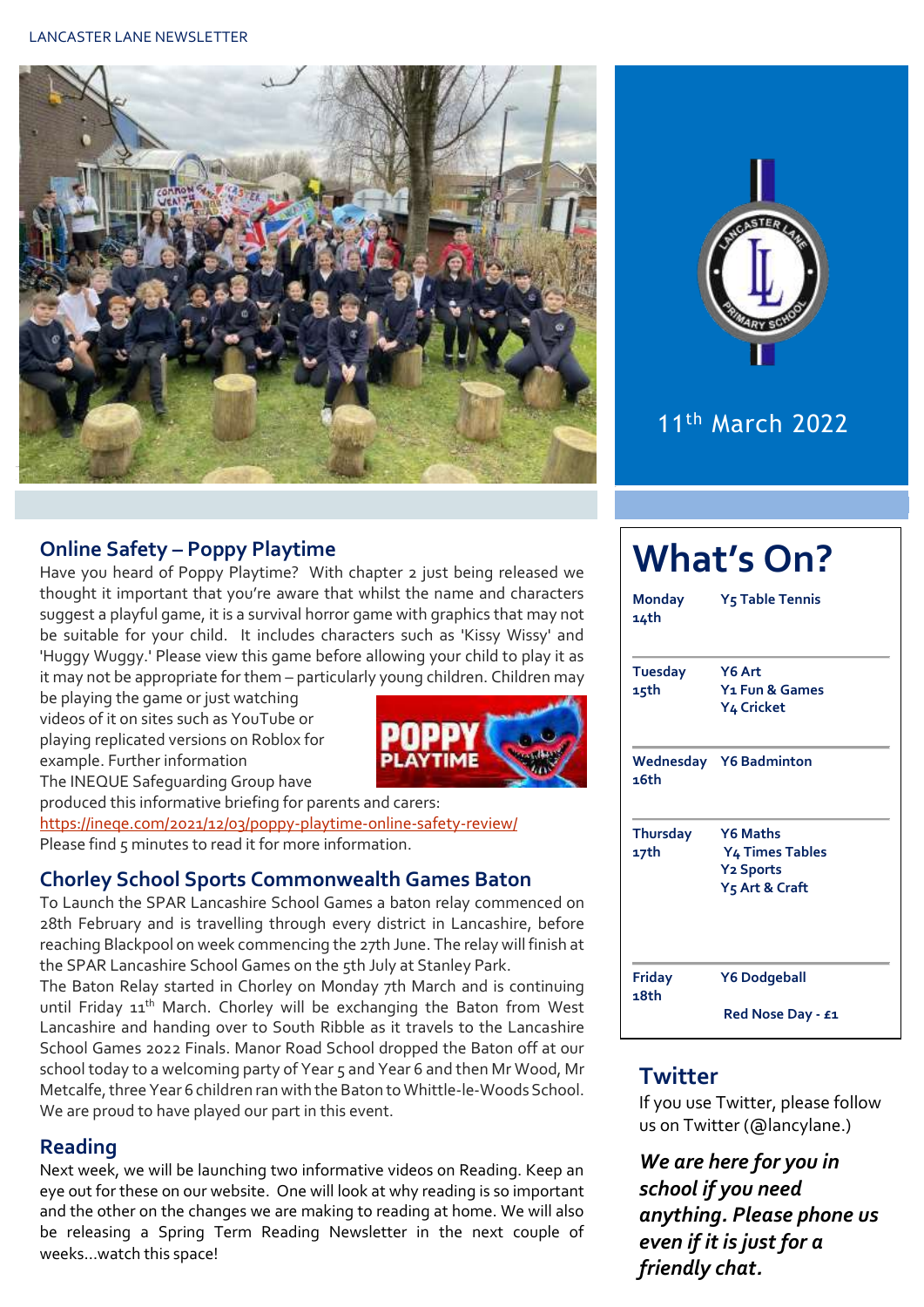LANCASTER LANE NEWSLETTER

11th March 2022

## Online Safety – Poppy Playtime

Have you heard of Poppy Playtime? With chapter 2 just being released we thought it important that you're aware that whilst the name and characters suggest a playful game, it is a survival horror game with graphics that may not be suitable for your child. It includes characters such as 'Kissy Wissy' and 'Huggy Wuggy.' Please view this game before allowing your child to play it as it may not be appropriate for them – particularly young children. Children may be playing the game or just watching videos of it on sites such as YouTube or playing replicated versions on Roblox for example. Further information

The INEQUE Safeguarding Group have produced this informative briefing for parents and carers: https://ineqe.com/2021/12/03/poppy-playtime-online-safety-review/

Please find 5 minutes to read it for more information.

## Chorley School Sports Commonwealth Games Baton

To Launch the SPAR Lancashire School Games a baton relay commenced on 28th February and is travelling through every district in Lancashire, before reaching Blackpool on week commencing the 27th June. The relay will finish at the SPAR Lancashire School Games on the 5th July at Stanley Park.

The Baton Relay started in Chorley on Monday 7th March and is continuing until Friday 11th March. Chorley will be exchanging the Baton from West Lancashire and handing over to South Ribble as it travels to the Lancashire School Games 2022 Finals. Manor Road School dropped the Baton off at our school today to a welcoming party of Year 5 and Year 6 and then Mr Wood, Mr Metcalfe, three Year 6 children ran with the Baton to Whittle-le-Woods School. We are proud to have played our part in this event.

## Reading

Next week, we will be launching two informative videos on Reading. Keep an eye out for these on our website. One will look at why reading is so important and the other on the changes we are making to reading at home. We will also be releasing a Spring Term Reading Newsletter in the next couple of weeks...watch this space!

# What's On?

| Day | Activities |
|---|---|
| **Monday 14th** | **Y5 Table Tennis** |
| **Tuesday 15th** | **Y6 Art**<br>**Y1 Fun & Games**<br>**Y4 Cricket** |
| **Wednesday 16th** | **Y6 Badminton** |
| **Thursday 17th** | **Y6 Maths**<br>**Y4 Times Tables**<br>**Y2 Sports**<br>**Y5 Art & Craft** |
| **Friday 18th** | **Y6 Dodgeball**<br>**Red Nose Day - £1** |

## Twitter

If you use Twitter, please follow us on Twitter (@lancylane.)

***We are here for you in school if you need anything. Please phone us even if it is just for a friendly chat.***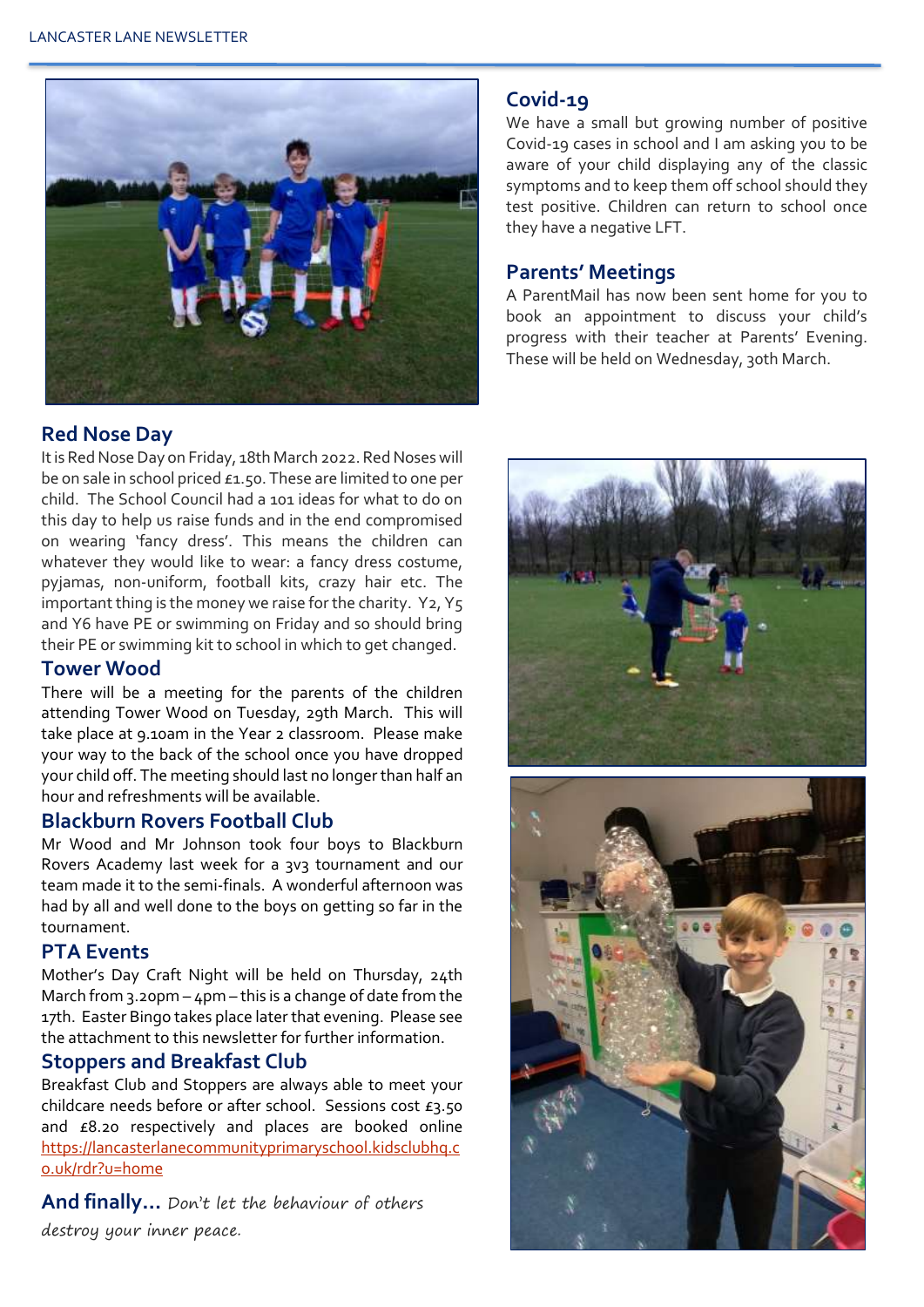## Covid-19

We have a small but growing number of positive Covid-19 cases in school and I am asking you to be aware of your child displaying any of the classic symptoms and to keep them off school should they test positive. Children can return to school once they have a negative LFT.

## Parents' Meetings

A ParentMail has now been sent home for you to book an appointment to discuss your child's progress with their teacher at Parents' Evening. These will be held on Wednesday, 30th March.

## Red Nose Day

It is Red Nose Day on Friday, 18th March 2022. Red Noses will be on sale in school priced £1.50. These are limited to one per child. The School Council had a 101 ideas for what to do on this day to help us raise funds and in the end compromised on wearing 'fancy dress'. This means the children can whatever they would like to wear: a fancy dress costume, pyjamas, non-uniform, football kits, crazy hair etc. The important thing is the money we raise for the charity. Y2, Y5 and Y6 have PE or swimming on Friday and so should bring their PE or swimming kit to school in which to get changed.

## Tower Wood

There will be a meeting for the parents of the children attending Tower Wood on Tuesday, 29th March. This will take place at 9.10am in the Year 2 classroom. Please make your way to the back of the school once you have dropped your child off. The meeting should last no longer than half an hour and refreshments will be available.

## Blackburn Rovers Football Club

Mr Wood and Mr Johnson took four boys to Blackburn Rovers Academy last week for a 3v3 tournament and our team made it to the semi-finals. A wonderful afternoon was had by all and well done to the boys on getting so far in the tournament.

## PTA Events

Mother's Day Craft Night will be held on Thursday, 24th March from 3.20pm – 4pm – this is a change of date from the 17th. Easter Bingo takes place later that evening. Please see the attachment to this newsletter for further information.

## Stoppers and Breakfast Club

Breakfast Club and Stoppers are always able to meet your childcare needs before or after school. Sessions cost £3.50 and £8.20 respectively and places are booked online https://lancasterlanecommunityprimaryschool.kidsclubhq.co.uk/rdr?u=home

**And finally…** *Don't let the behaviour of others destroy your inner peace.*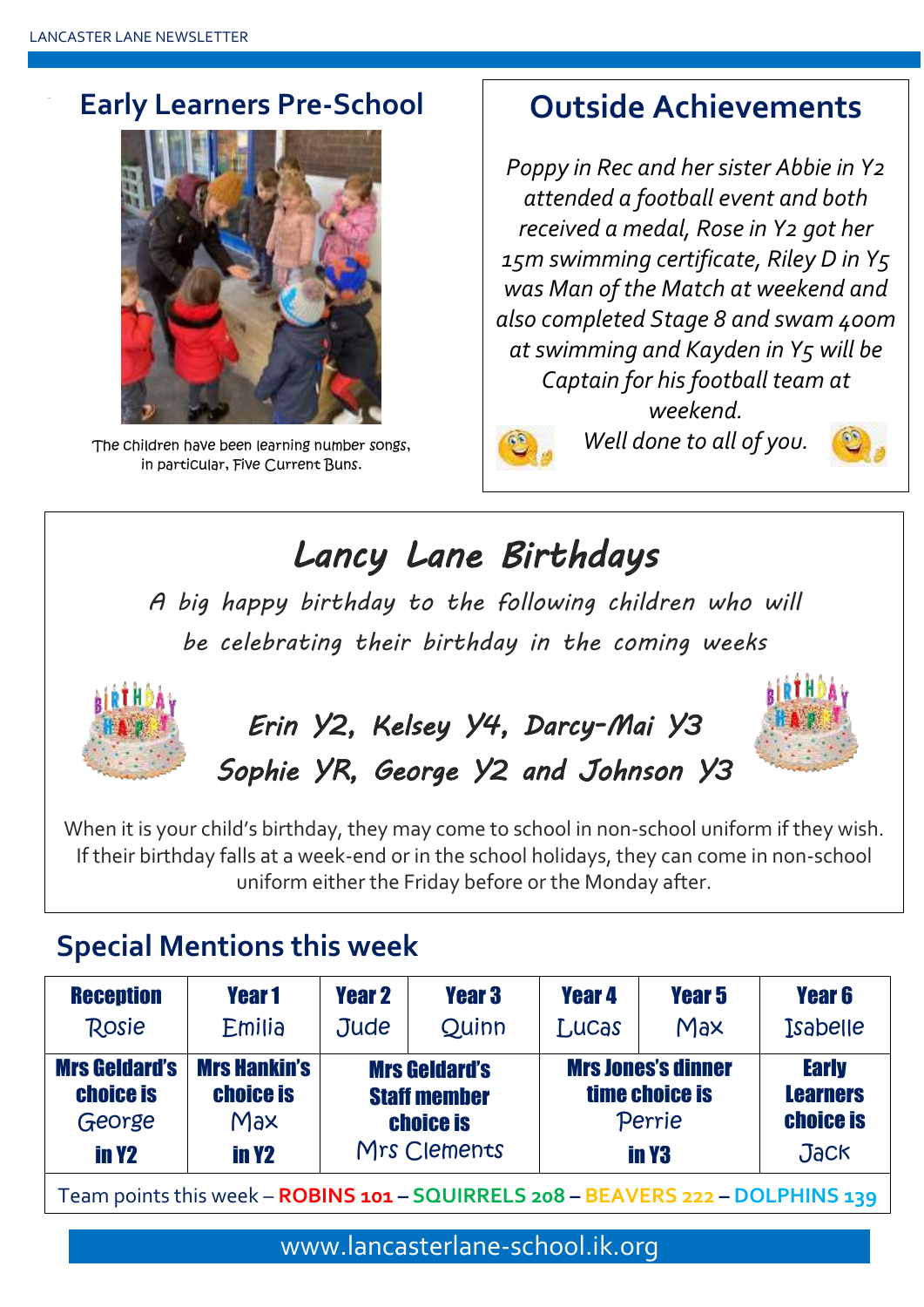## Early Learners Pre-School

The children have been learning number songs, in particular, Five Current Buns.

## Outside Achievements

*Poppy in Rec and her sister Abbie in Y2 attended a football event and both received a medal, Rose in Y2 got her 15m swimming certificate, Riley D in Y5 was Man of the Match at weekend and also completed Stage 8 and swam 400m at swimming and Kayden in Y5 will be Captain for his football team at weekend.*

*Well done to all of you.*

## *Lancy Lane Birthdays*

*A big happy birthday to the following children who will be celebrating their birthday in the coming weeks*

***Erin Y2, Kelsey Y4, Darcy-Mai Y3***
***Sophie YR, George Y2 and Johnson Y3***

When it is your child's birthday, they may come to school in non-school uniform if they wish. If their birthday falls at a week-end or in the school holidays, they can come in non-school uniform either the Friday before or the Monday after.

## Special Mentions this week

| **Reception** Rosie | **Year 1** Emilia | **Year 2** Jude | **Year 3** Quinn | **Year 4** Lucas | **Year 5** Max | **Year 6** Isabelle |
|---|---|---|---|---|---|---|
| **Mrs Geldard's choice is** George **in Y2** | **Mrs Hankin's choice is** Max **in Y2** | **Mrs Geldard's Staff member choice is** Mrs Clements | | **Mrs Jones's dinner time choice is** Perrie **in Y3** | | **Early Learners choice is** Jack |

Team points this week – **ROBINS 101** – **SQUIRRELS 208** – **BEAVERS 222** – **DOLPHINS 139**

www.lancasterlane-school.ik.org